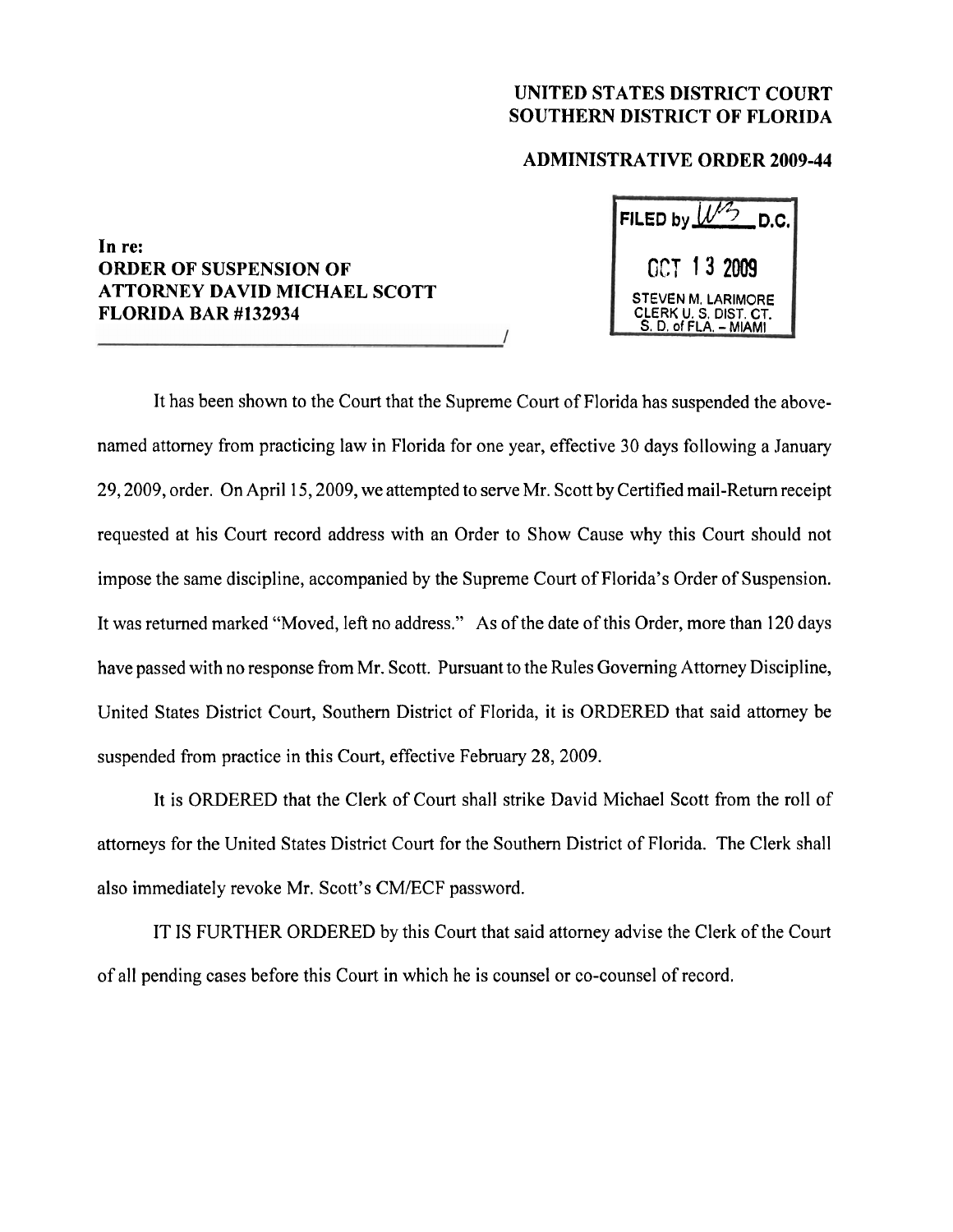**UNITED STATES DISTRICT COURT**
**SOUTHERN DISTRICT OF FLORIDA**

**ADMINISTRATIVE ORDER 2009-44**

FILED by WB D.C.

OCT 13 2009

STEVEN M. LARIMORE
CLERK U. S. DIST. CT.
S. D. of FLA. – MIAMI

**In re:**
**ORDER OF SUSPENSION OF**
**ATTORNEY DAVID MICHAEL SCOTT**
**FLORIDA BAR #132934**
_______________________________________/

It has been shown to the Court that the Supreme Court of Florida has suspended the above-named attorney from practicing law in Florida for one year, effective 30 days following a January 29, 2009, order. On April 15, 2009, we attempted to serve Mr. Scott by Certified mail-Return receipt requested at his Court record address with an Order to Show Cause why this Court should not impose the same discipline, accompanied by the Supreme Court of Florida's Order of Suspension. It was returned marked "Moved, left no address." As of the date of this Order, more than 120 days have passed with no response from Mr. Scott. Pursuant to the Rules Governing Attorney Discipline, United States District Court, Southern District of Florida, it is ORDERED that said attorney be suspended from practice in this Court, effective February 28, 2009.

It is ORDERED that the Clerk of Court shall strike David Michael Scott from the roll of attorneys for the United States District Court for the Southern District of Florida. The Clerk shall also immediately revoke Mr. Scott's CM/ECF password.

IT IS FURTHER ORDERED by this Court that said attorney advise the Clerk of the Court of all pending cases before this Court in which he is counsel or co-counsel of record.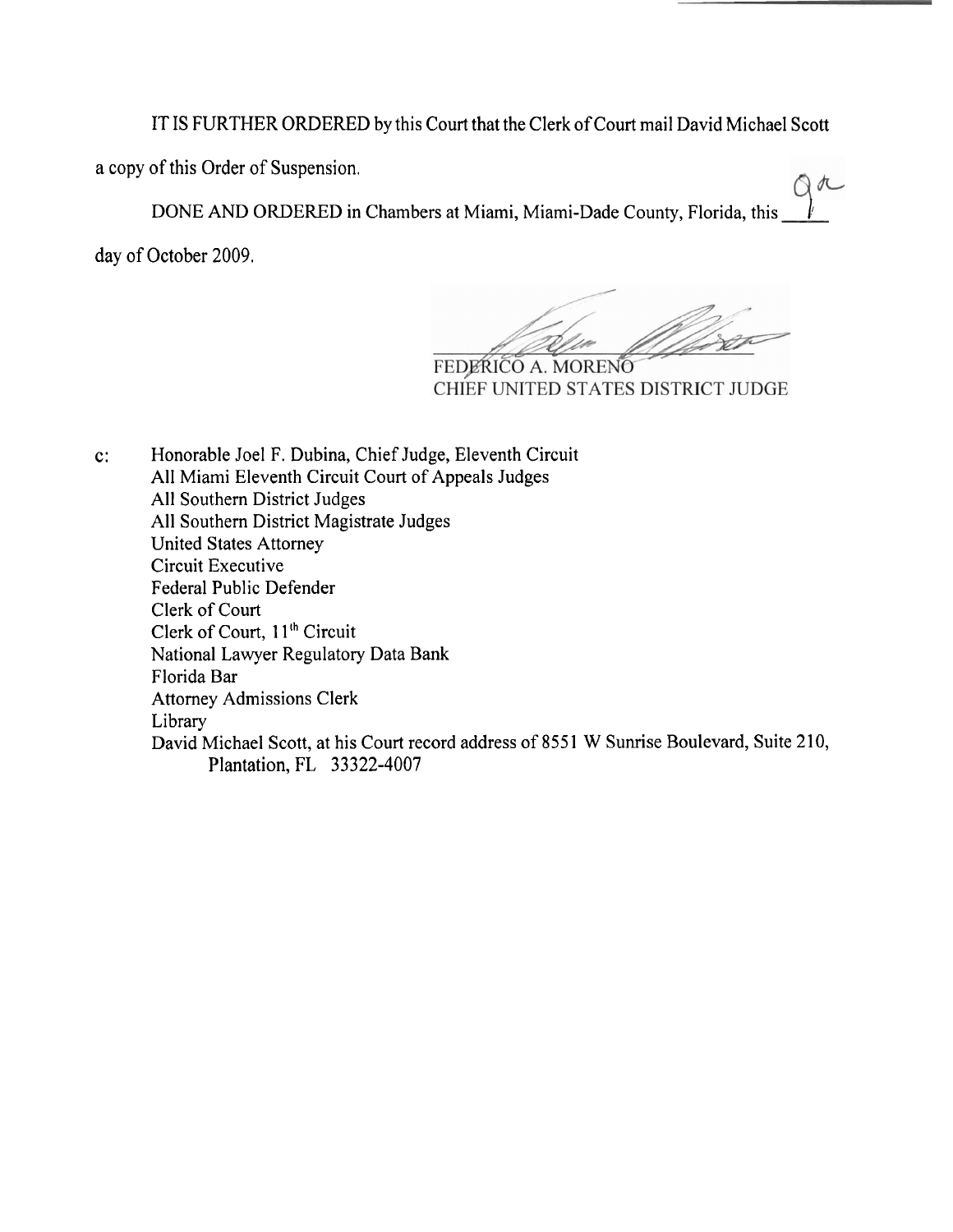IT IS FURTHER ORDERED by this Court that the Clerk of Court mail David Michael Scott a copy of this Order of Suspension.

DONE AND ORDERED in Chambers at Miami, Miami-Dade County, Florida, this 9th day of October 2009.

FEDERICO A. MORENO
CHIEF UNITED STATES DISTRICT JUDGE

c: Honorable Joel F. Dubina, Chief Judge, Eleventh Circuit
All Miami Eleventh Circuit Court of Appeals Judges
All Southern District Judges
All Southern District Magistrate Judges
United States Attorney
Circuit Executive
Federal Public Defender
Clerk of Court
Clerk of Court, 11th Circuit
National Lawyer Regulatory Data Bank
Florida Bar
Attorney Admissions Clerk
Library
David Michael Scott, at his Court record address of 8551 W Sunrise Boulevard, Suite 210, Plantation, FL 33322-4007